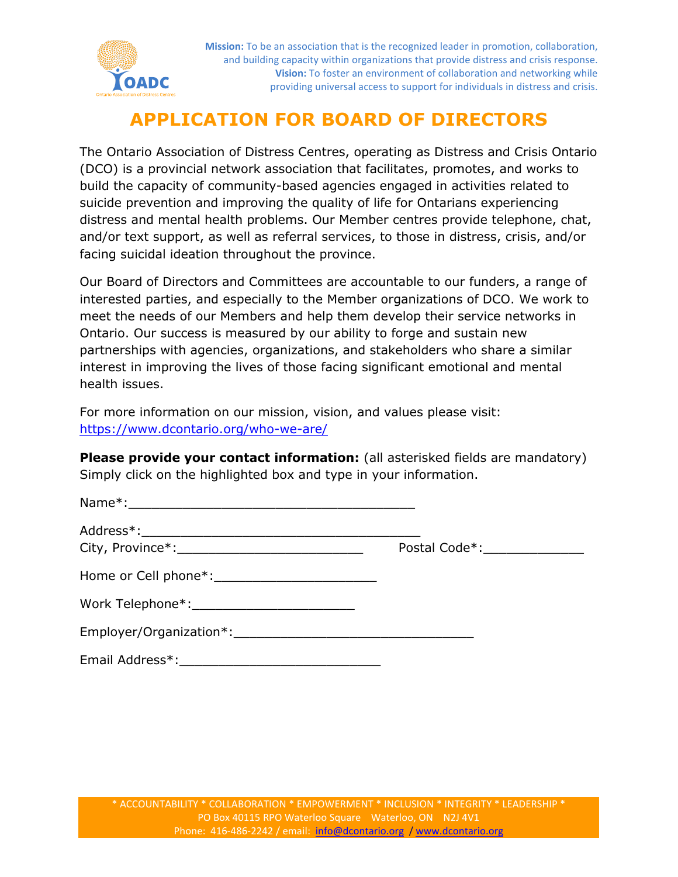**Mission:** To be an association that is the recognized leader in promotion, collaboration, and building capacity within organizations that provide distress and crisis response.
**Vision:** To foster an environment of collaboration and networking while providing universal access to support for individuals in distress and crisis.

# APPLICATION FOR BOARD OF DIRECTORS

The Ontario Association of Distress Centres, operating as Distress and Crisis Ontario (DCO) is a provincial network association that facilitates, promotes, and works to build the capacity of community-based agencies engaged in activities related to suicide prevention and improving the quality of life for Ontarians experiencing distress and mental health problems. Our Member centres provide telephone, chat, and/or text support, as well as referral services, to those in distress, crisis, and/or facing suicidal ideation throughout the province.

Our Board of Directors and Committees are accountable to our funders, a range of interested parties, and especially to the Member organizations of DCO. We work to meet the needs of our Members and help them develop their service networks in Ontario. Our success is measured by our ability to forge and sustain new partnerships with agencies, organizations, and stakeholders who share a similar interest in improving the lives of those facing significant emotional and mental health issues.

For more information on our mission, vision, and values please visit: https://www.dcontario.org/who-we-are/

**Please provide your contact information:** (all asterisked fields are mandatory) Simply click on the highlighted box and type in your information.

Name*:___________________________________

Address*:___________________________________
City, Province*:_______________________ Postal Code*:____________

Home or Cell phone*:____________________

Work Telephone*:____________________

Employer/Organization*:______________________________

Email Address*:_________________________

\* ACCOUNTABILITY * COLLABORATION * EMPOWERMENT * INCLUSION * INTEGRITY * LEADERSHIP *
PO Box 40115 RPO Waterloo Square Waterloo, ON N2J 4V1
Phone: 416-486-2242 / email: info@dcontario.org / www.dcontario.org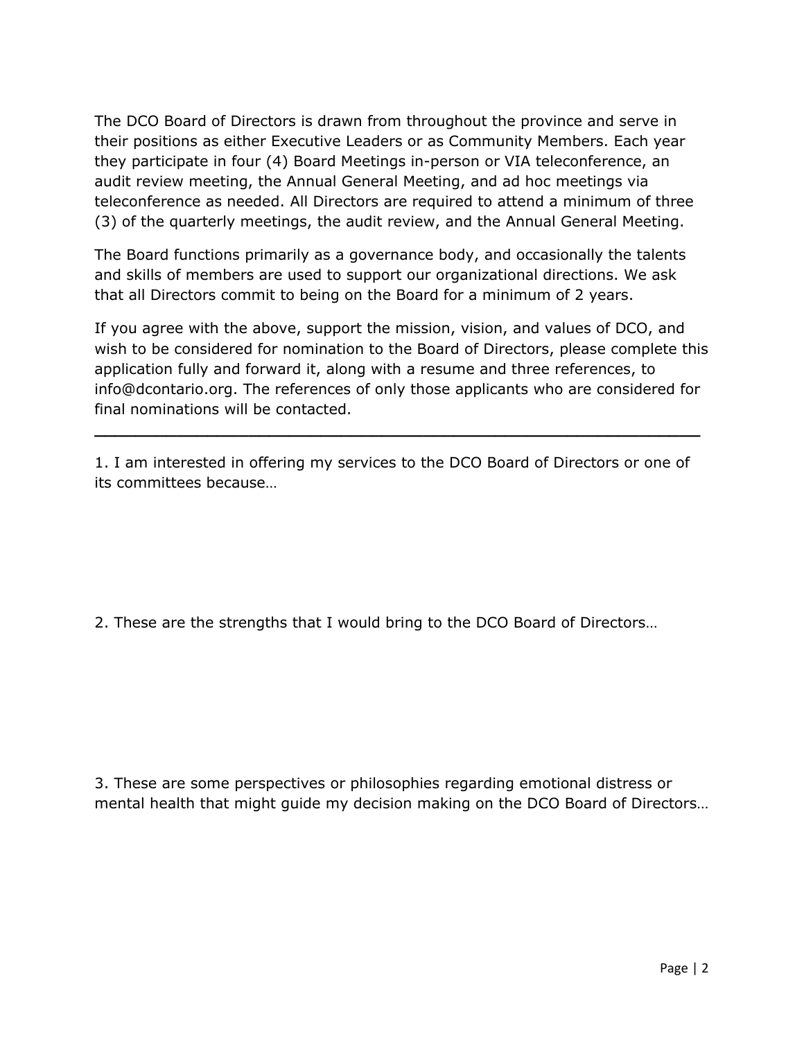The DCO Board of Directors is drawn from throughout the province and serve in their positions as either Executive Leaders or as Community Members. Each year they participate in four (4) Board Meetings in-person or VIA teleconference, an audit review meeting, the Annual General Meeting, and ad hoc meetings via teleconference as needed. All Directors are required to attend a minimum of three (3) of the quarterly meetings, the audit review, and the Annual General Meeting.

The Board functions primarily as a governance body, and occasionally the talents and skills of members are used to support our organizational directions. We ask that all Directors commit to being on the Board for a minimum of 2 years.

If you agree with the above, support the mission, vision, and values of DCO, and wish to be considered for nomination to the Board of Directors, please complete this application fully and forward it, along with a resume and three references, to info@dcontario.org. The references of only those applicants who are considered for final nominations will be contacted.

---

1. I am interested in offering my services to the DCO Board of Directors or one of its committees because…

2. These are the strengths that I would bring to the DCO Board of Directors…

3. These are some perspectives or philosophies regarding emotional distress or mental health that might guide my decision making on the DCO Board of Directors…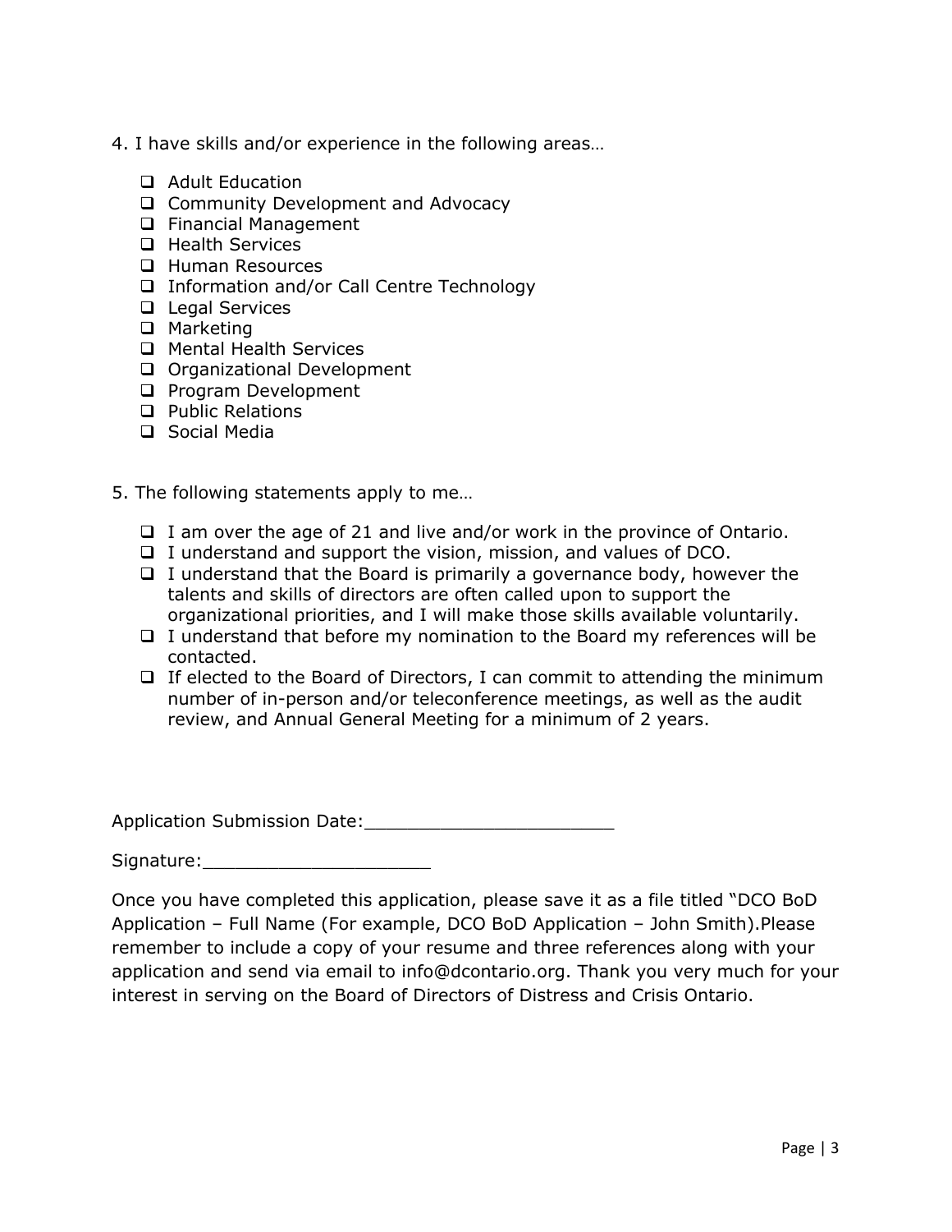4. I have skills and/or experience in the following areas…

- [ ] Adult Education
- [ ] Community Development and Advocacy
- [ ] Financial Management
- [ ] Health Services
- [ ] Human Resources
- [ ] Information and/or Call Centre Technology
- [ ] Legal Services
- [ ] Marketing
- [ ] Mental Health Services
- [ ] Organizational Development
- [ ] Program Development
- [ ] Public Relations
- [ ] Social Media

5. The following statements apply to me…

- [ ] I am over the age of 21 and live and/or work in the province of Ontario.
- [ ] I understand and support the vision, mission, and values of DCO.
- [ ] I understand that the Board is primarily a governance body, however the talents and skills of directors are often called upon to support the organizational priorities, and I will make those skills available voluntarily.
- [ ] I understand that before my nomination to the Board my references will be contacted.
- [ ] If elected to the Board of Directors, I can commit to attending the minimum number of in-person and/or teleconference meetings, as well as the audit review, and Annual General Meeting for a minimum of 2 years.

Application Submission Date:______________________

Signature:____________________

Once you have completed this application, please save it as a file titled "DCO BoD Application – Full Name (For example, DCO BoD Application – John Smith).Please remember to include a copy of your resume and three references along with your application and send via email to info@dcontario.org. Thank you very much for your interest in serving on the Board of Directors of Distress and Crisis Ontario.